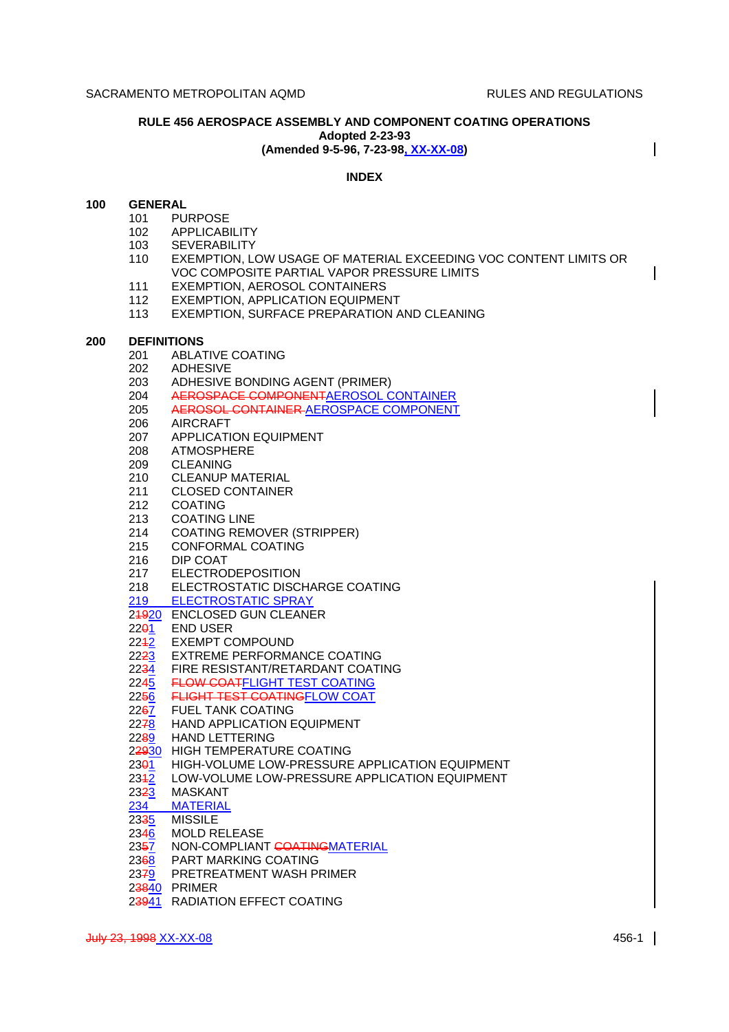**RULE 456 AEROSPACE ASSEMBLY AND COMPONENT COATING OPERATIONS**
**Adopted 2-23-93**
**(Amended 9-5-96, 7-23-98, XX-XX-08)**

## INDEX

**100 GENERAL**

- 101 PURPOSE
- 102 APPLICABILITY
- 103 SEVERABILITY
- 110 EXEMPTION, LOW USAGE OF MATERIAL EXCEEDING VOC CONTENT LIMITS OR VOC COMPOSITE PARTIAL VAPOR PRESSURE LIMITS
- 111 EXEMPTION, AEROSOL CONTAINERS
- 112 EXEMPTION, APPLICATION EQUIPMENT
- 113 EXEMPTION, SURFACE PREPARATION AND CLEANING

**200 DEFINITIONS**

- 201 ABLATIVE COATING
- 202 ADHESIVE
- 203 ADHESIVE BONDING AGENT (PRIMER)
- 204 ~~AEROSPACE COMPONENT~~AEROSOL CONTAINER
- 205 ~~AEROSOL CONTAINER~~ AEROSPACE COMPONENT
- 206 AIRCRAFT
- 207 APPLICATION EQUIPMENT
- 208 ATMOSPHERE
- 209 CLEANING
- 210 CLEANUP MATERIAL
- 211 CLOSED CONTAINER
- 212 COATING
- 213 COATING LINE
- 214 COATING REMOVER (STRIPPER)
- 215 CONFORMAL COATING
- 216 DIP COAT
- 217 ELECTRODEPOSITION
- 218 ELECTROSTATIC DISCHARGE COATING
- 219 ELECTROSTATIC SPRAY
- 2~~19~~20 ENCLOSED GUN CLEANER
- 22~~0~~1 END USER
- 22~~1~~2 EXEMPT COMPOUND
- 22~~2~~3 EXTREME PERFORMANCE COATING
- 22~~3~~4 FIRE RESISTANT/RETARDANT COATING
- 22~~4~~5 ~~FLOW COAT~~FLIGHT TEST COATING
- 22~~5~~6 ~~FLIGHT TEST COATING~~FLOW COAT
- 22~~6~~7 FUEL TANK COATING
- 22~~7~~8 HAND APPLICATION EQUIPMENT
- 22~~8~~9 HAND LETTERING
- 2~~29~~30 HIGH TEMPERATURE COATING
- 23~~0~~1 HIGH-VOLUME LOW-PRESSURE APPLICATION EQUIPMENT
- 23~~1~~2 LOW-VOLUME LOW-PRESSURE APPLICATION EQUIPMENT
- 23~~2~~3 MASKANT
- 234 MATERIAL
- 23~~3~~5 MISSILE
- 23~~4~~6 MOLD RELEASE
- 23~~5~~7 NON-COMPLIANT ~~COATING~~MATERIAL
- 23~~6~~8 PART MARKING COATING
- 23~~7~~9 PRETREATMENT WASH PRIMER
- 2~~38~~40 PRIMER
- 2~~39~~41 RADIATION EFFECT COATING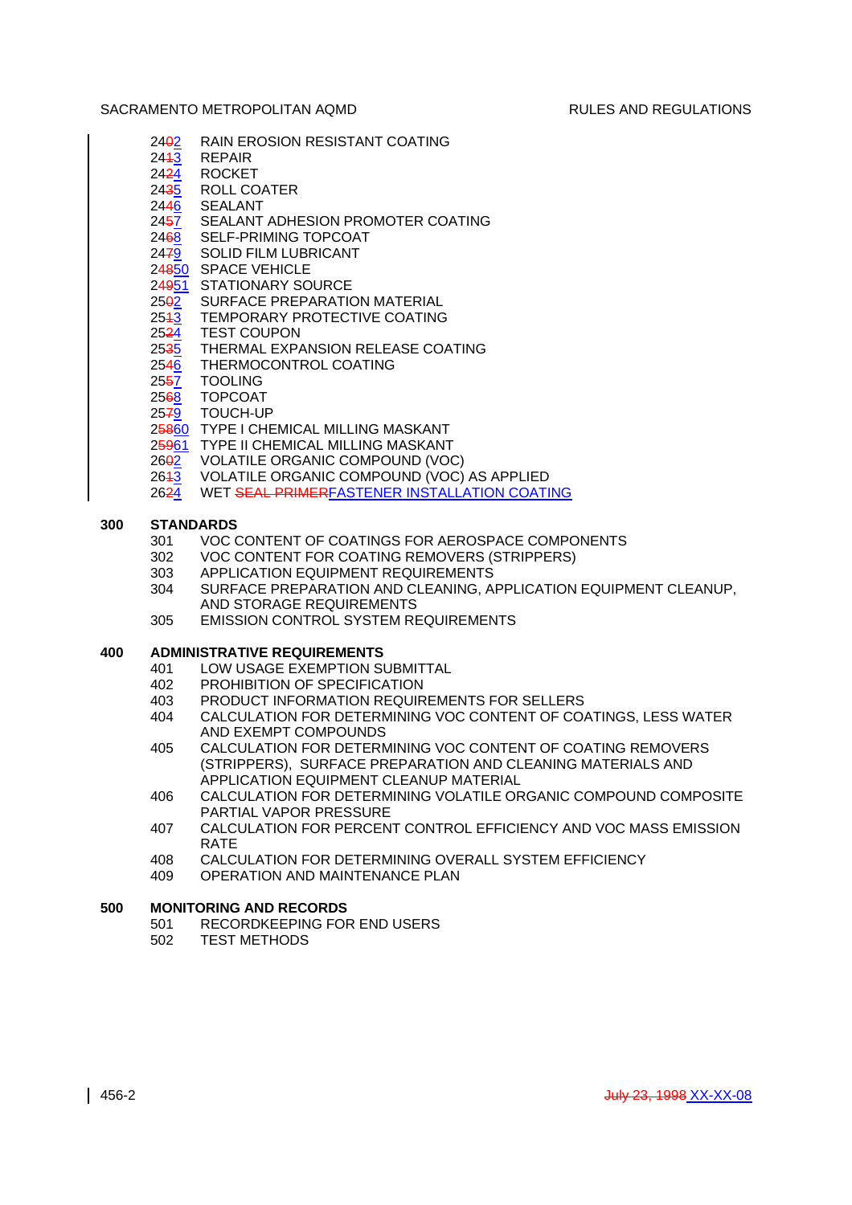24~~0~~2 RAIN EROSION RESISTANT COATING
24~~1~~3 REPAIR
24~~2~~4 ROCKET
24~~3~~5 ROLL COATER
24~~4~~6 SEALANT
24~~5~~7 SEALANT ADHESION PROMOTER COATING
24~~6~~8 SELF-PRIMING TOPCOAT
24~~7~~9 SOLID FILM LUBRICANT
2~~48~~50 SPACE VEHICLE
2~~49~~51 STATIONARY SOURCE
25~~0~~2 SURFACE PREPARATION MATERIAL
25~~1~~3 TEMPORARY PROTECTIVE COATING
25~~2~~4 TEST COUPON
25~~3~~5 THERMAL EXPANSION RELEASE COATING
25~~4~~6 THERMOCONTROL COATING
25~~5~~7 TOOLING
25~~6~~8 TOPCOAT
25~~7~~9 TOUCH-UP
2~~58~~60 TYPE I CHEMICAL MILLING MASKANT
2~~59~~61 TYPE II CHEMICAL MILLING MASKANT
26~~0~~2 VOLATILE ORGANIC COMPOUND (VOC)
26~~1~~3 VOLATILE ORGANIC COMPOUND (VOC) AS APPLIED
26~~2~~4 WET ~~SEAL PRIMER~~FASTENER INSTALLATION COATING

**300 STANDARDS**

301 VOC CONTENT OF COATINGS FOR AEROSPACE COMPONENTS
302 VOC CONTENT FOR COATING REMOVERS (STRIPPERS)
303 APPLICATION EQUIPMENT REQUIREMENTS
304 SURFACE PREPARATION AND CLEANING, APPLICATION EQUIPMENT CLEANUP, AND STORAGE REQUIREMENTS
305 EMISSION CONTROL SYSTEM REQUIREMENTS

**400 ADMINISTRATIVE REQUIREMENTS**

401 LOW USAGE EXEMPTION SUBMITTAL
402 PROHIBITION OF SPECIFICATION
403 PRODUCT INFORMATION REQUIREMENTS FOR SELLERS
404 CALCULATION FOR DETERMINING VOC CONTENT OF COATINGS, LESS WATER AND EXEMPT COMPOUNDS
405 CALCULATION FOR DETERMINING VOC CONTENT OF COATING REMOVERS (STRIPPERS), SURFACE PREPARATION AND CLEANING MATERIALS AND APPLICATION EQUIPMENT CLEANUP MATERIAL
406 CALCULATION FOR DETERMINING VOLATILE ORGANIC COMPOUND COMPOSITE PARTIAL VAPOR PRESSURE
407 CALCULATION FOR PERCENT CONTROL EFFICIENCY AND VOC MASS EMISSION RATE
408 CALCULATION FOR DETERMINING OVERALL SYSTEM EFFICIENCY
409 OPERATION AND MAINTENANCE PLAN

**500 MONITORING AND RECORDS**

501 RECORDKEEPING FOR END USERS
502 TEST METHODS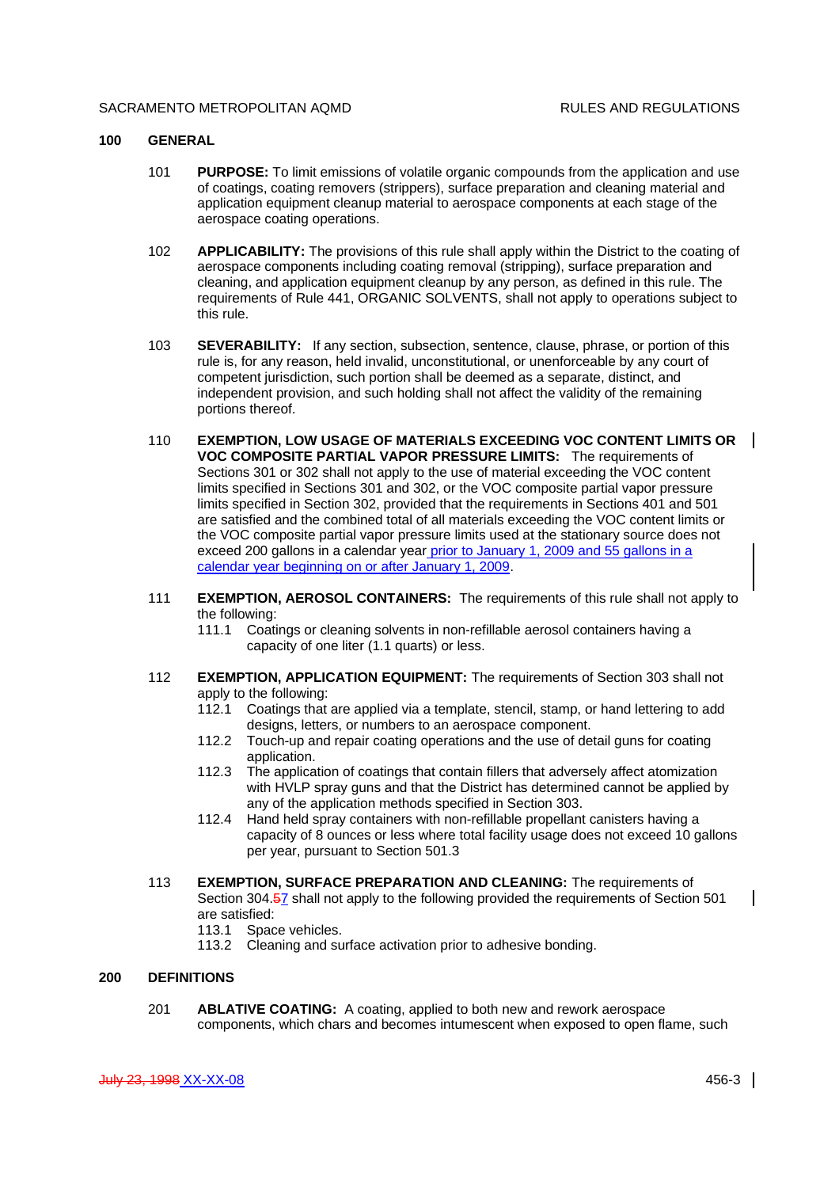## 100 GENERAL

101 **PURPOSE:** To limit emissions of volatile organic compounds from the application and use of coatings, coating removers (strippers), surface preparation and cleaning material and application equipment cleanup material to aerospace components at each stage of the aerospace coating operations.

102 **APPLICABILITY:** The provisions of this rule shall apply within the District to the coating of aerospace components including coating removal (stripping), surface preparation and cleaning, and application equipment cleanup by any person, as defined in this rule. The requirements of Rule 441, ORGANIC SOLVENTS, shall not apply to operations subject to this rule.

103 **SEVERABILITY:** If any section, subsection, sentence, clause, phrase, or portion of this rule is, for any reason, held invalid, unconstitutional, or unenforceable by any court of competent jurisdiction, such portion shall be deemed as a separate, distinct, and independent provision, and such holding shall not affect the validity of the remaining portions thereof.

110 **EXEMPTION, LOW USAGE OF MATERIALS EXCEEDING VOC CONTENT LIMITS OR VOC COMPOSITE PARTIAL VAPOR PRESSURE LIMITS:** The requirements of Sections 301 or 302 shall not apply to the use of material exceeding the VOC content limits specified in Sections 301 and 302, or the VOC composite partial vapor pressure limits specified in Section 302, provided that the requirements in Sections 401 and 501 are satisfied and the combined total of all materials exceeding the VOC content limits or the VOC composite partial vapor pressure limits used at the stationary source does not exceed 200 gallons in a calendar year prior to January 1, 2009 and 55 gallons in a calendar year beginning on or after January 1, 2009.

111 **EXEMPTION, AEROSOL CONTAINERS:** The requirements of this rule shall not apply to the following:

111.1 Coatings or cleaning solvents in non-refillable aerosol containers having a capacity of one liter (1.1 quarts) or less.

112 **EXEMPTION, APPLICATION EQUIPMENT:** The requirements of Section 303 shall not apply to the following:

112.1 Coatings that are applied via a template, stencil, stamp, or hand lettering to add designs, letters, or numbers to an aerospace component.

112.2 Touch-up and repair coating operations and the use of detail guns for coating application.

112.3 The application of coatings that contain fillers that adversely affect atomization with HVLP spray guns and that the District has determined cannot be applied by any of the application methods specified in Section 303.

112.4 Hand held spray containers with non-refillable propellant canisters having a capacity of 8 ounces or less where total facility usage does not exceed 10 gallons per year, pursuant to Section 501.3

113 **EXEMPTION, SURFACE PREPARATION AND CLEANING:** The requirements of Section 304.~~5~~7 shall not apply to the following provided the requirements of Section 501 are satisfied:

113.1 Space vehicles.

113.2 Cleaning and surface activation prior to adhesive bonding.

## 200 DEFINITIONS

201 **ABLATIVE COATING:** A coating, applied to both new and rework aerospace components, which chars and becomes intumescent when exposed to open flame, such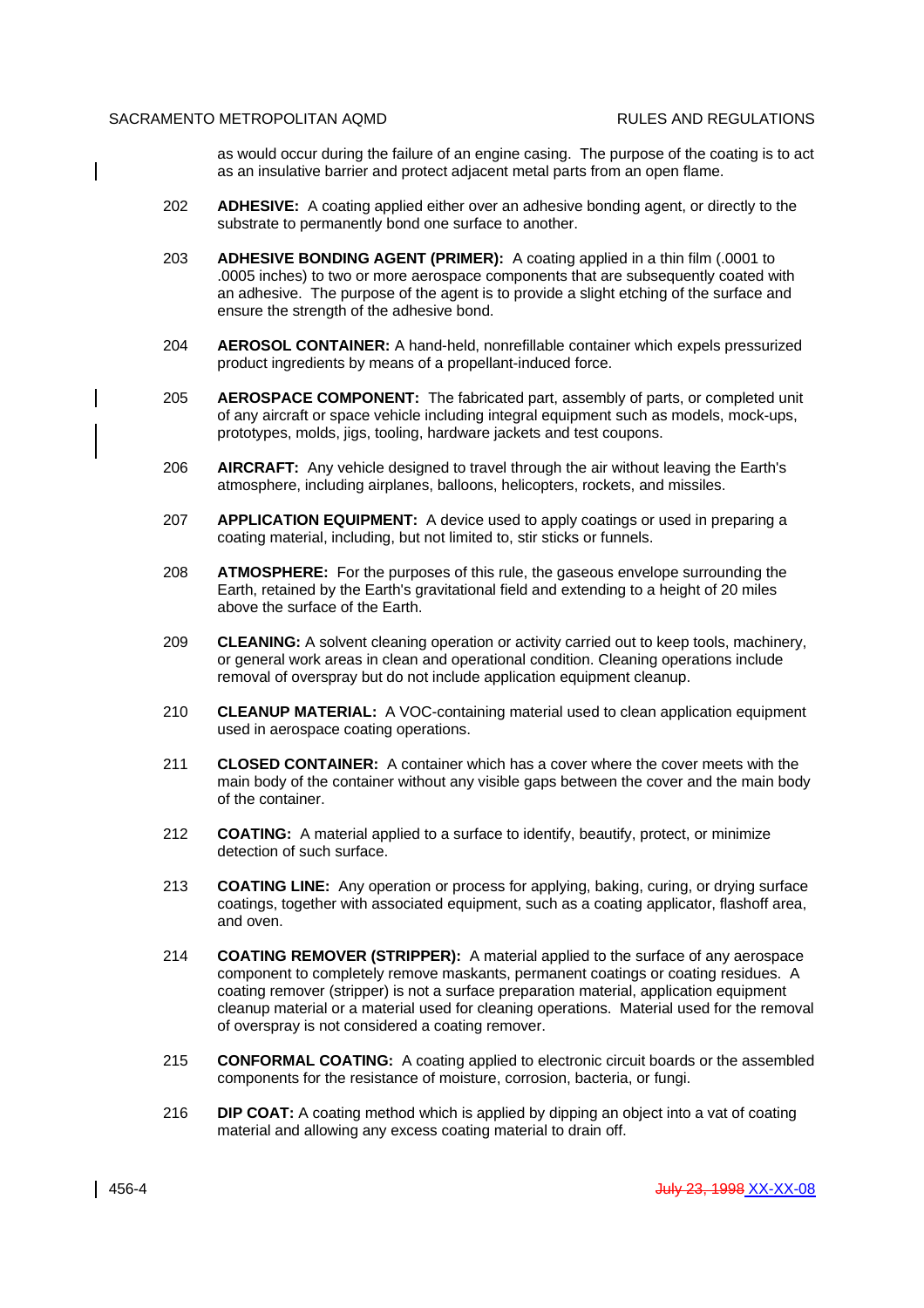as would occur during the failure of an engine casing. The purpose of the coating is to act as an insulative barrier and protect adjacent metal parts from an open flame.

202 **ADHESIVE:** A coating applied either over an adhesive bonding agent, or directly to the substrate to permanently bond one surface to another.

203 **ADHESIVE BONDING AGENT (PRIMER):** A coating applied in a thin film (.0001 to .0005 inches) to two or more aerospace components that are subsequently coated with an adhesive. The purpose of the agent is to provide a slight etching of the surface and ensure the strength of the adhesive bond.

204 **AEROSOL CONTAINER:** A hand-held, nonrefillable container which expels pressurized product ingredients by means of a propellant-induced force.

205 **AEROSPACE COMPONENT:** The fabricated part, assembly of parts, or completed unit of any aircraft or space vehicle including integral equipment such as models, mock-ups, prototypes, molds, jigs, tooling, hardware jackets and test coupons.

206 **AIRCRAFT:** Any vehicle designed to travel through the air without leaving the Earth's atmosphere, including airplanes, balloons, helicopters, rockets, and missiles.

207 **APPLICATION EQUIPMENT:** A device used to apply coatings or used in preparing a coating material, including, but not limited to, stir sticks or funnels.

208 **ATMOSPHERE:** For the purposes of this rule, the gaseous envelope surrounding the Earth, retained by the Earth's gravitational field and extending to a height of 20 miles above the surface of the Earth.

209 **CLEANING:** A solvent cleaning operation or activity carried out to keep tools, machinery, or general work areas in clean and operational condition. Cleaning operations include removal of overspray but do not include application equipment cleanup.

210 **CLEANUP MATERIAL:** A VOC-containing material used to clean application equipment used in aerospace coating operations.

211 **CLOSED CONTAINER:** A container which has a cover where the cover meets with the main body of the container without any visible gaps between the cover and the main body of the container.

212 **COATING:** A material applied to a surface to identify, beautify, protect, or minimize detection of such surface.

213 **COATING LINE:** Any operation or process for applying, baking, curing, or drying surface coatings, together with associated equipment, such as a coating applicator, flashoff area, and oven.

214 **COATING REMOVER (STRIPPER):** A material applied to the surface of any aerospace component to completely remove maskants, permanent coatings or coating residues. A coating remover (stripper) is not a surface preparation material, application equipment cleanup material or a material used for cleaning operations. Material used for the removal of overspray is not considered a coating remover.

215 **CONFORMAL COATING:** A coating applied to electronic circuit boards or the assembled components for the resistance of moisture, corrosion, bacteria, or fungi.

216 **DIP COAT:** A coating method which is applied by dipping an object into a vat of coating material and allowing any excess coating material to drain off.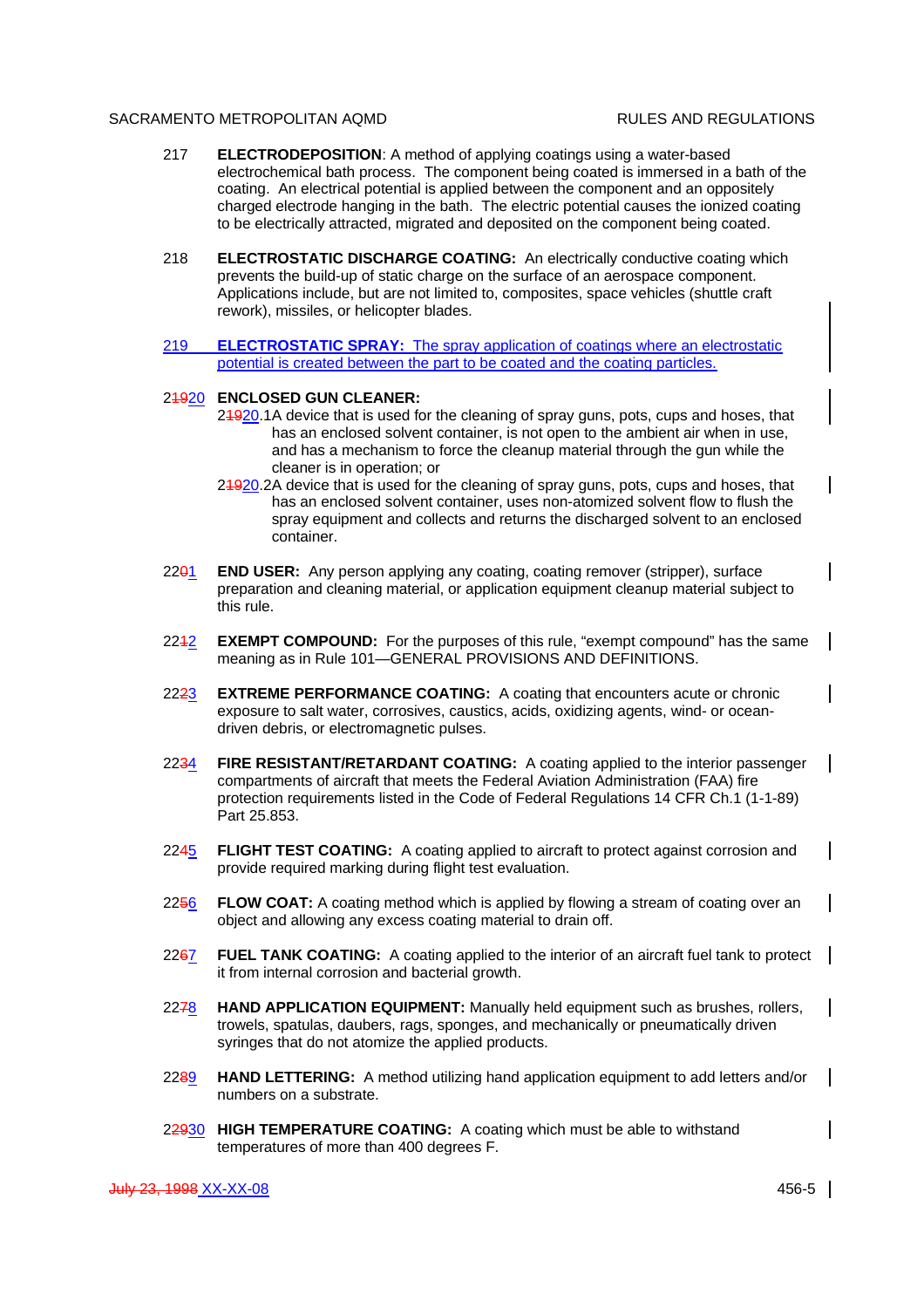217 **ELECTRODEPOSITION**: A method of applying coatings using a water-based electrochemical bath process. The component being coated is immersed in a bath of the coating. An electrical potential is applied between the component and an oppositely charged electrode hanging in the bath. The electric potential causes the ionized coating to be electrically attracted, migrated and deposited on the component being coated.

218 **ELECTROSTATIC DISCHARGE COATING:** An electrically conductive coating which prevents the build-up of static charge on the surface of an aerospace component. Applications include, but are not limited to, composites, space vehicles (shuttle craft rework), missiles, or helicopter blades.

219 **ELECTROSTATIC SPRAY:** The spray application of coatings where an electrostatic potential is created between the part to be coated and the coating particles.

2~~19~~20 **ENCLOSED GUN CLEANER:**

2~~19~~20.1 A device that is used for the cleaning of spray guns, pots, cups and hoses, that has an enclosed solvent container, is not open to the ambient air when in use, and has a mechanism to force the cleanup material through the gun while the cleaner is in operation; or

2~~19~~20.2 A device that is used for the cleaning of spray guns, pots, cups and hoses, that has an enclosed solvent container, uses non-atomized solvent flow to flush the spray equipment and collects and returns the discharged solvent to an enclosed container.

22~~0~~1 **END USER:** Any person applying any coating, coating remover (stripper), surface preparation and cleaning material, or application equipment cleanup material subject to this rule.

22~~1~~2 **EXEMPT COMPOUND:** For the purposes of this rule, "exempt compound" has the same meaning as in Rule 101—GENERAL PROVISIONS AND DEFINITIONS.

22~~2~~3 **EXTREME PERFORMANCE COATING:** A coating that encounters acute or chronic exposure to salt water, corrosives, caustics, acids, oxidizing agents, wind- or ocean-driven debris, or electromagnetic pulses.

22~~3~~4 **FIRE RESISTANT/RETARDANT COATING:** A coating applied to the interior passenger compartments of aircraft that meets the Federal Aviation Administration (FAA) fire protection requirements listed in the Code of Federal Regulations 14 CFR Ch.1 (1-1-89) Part 25.853.

22~~4~~5 **FLIGHT TEST COATING:** A coating applied to aircraft to protect against corrosion and provide required marking during flight test evaluation.

22~~5~~6 **FLOW COAT:** A coating method which is applied by flowing a stream of coating over an object and allowing any excess coating material to drain off.

22~~6~~7 **FUEL TANK COATING:** A coating applied to the interior of an aircraft fuel tank to protect it from internal corrosion and bacterial growth.

22~~7~~8 **HAND APPLICATION EQUIPMENT:** Manually held equipment such as brushes, rollers, trowels, spatulas, daubers, rags, sponges, and mechanically or pneumatically driven syringes that do not atomize the applied products.

22~~8~~9 **HAND LETTERING:** A method utilizing hand application equipment to add letters and/or numbers on a substrate.

2~~29~~30 **HIGH TEMPERATURE COATING:** A coating which must be able to withstand temperatures of more than 400 degrees F.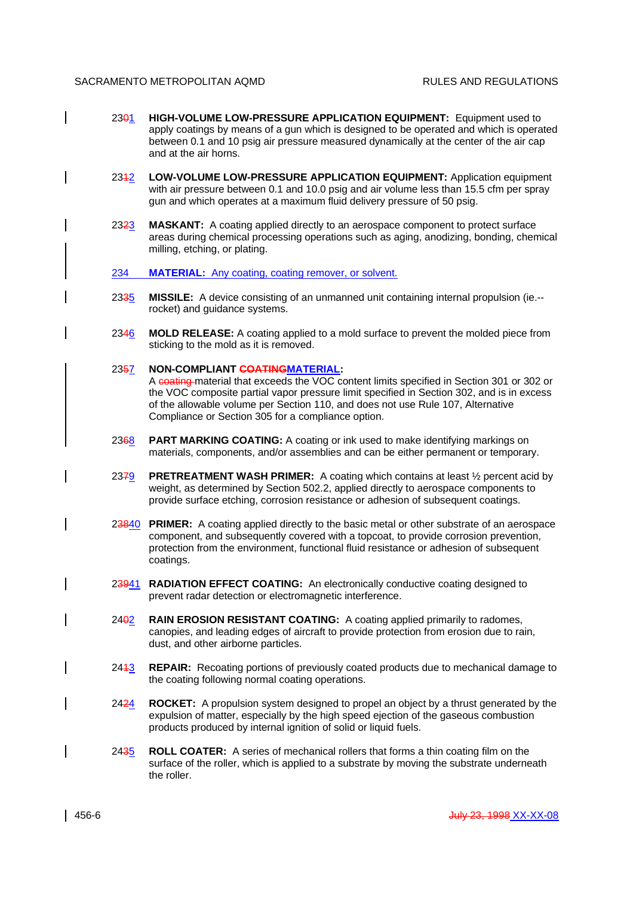2301 **HIGH-VOLUME LOW-PRESSURE APPLICATION EQUIPMENT:** Equipment used to apply coatings by means of a gun which is designed to be operated and which is operated between 0.1 and 10 psig air pressure measured dynamically at the center of the air cap and at the air horns.

2312 **LOW-VOLUME LOW-PRESSURE APPLICATION EQUIPMENT:** Application equipment with air pressure between 0.1 and 10.0 psig and air volume less than 15.5 cfm per spray gun and which operates at a maximum fluid delivery pressure of 50 psig.

2323 **MASKANT:** A coating applied directly to an aerospace component to protect surface areas during chemical processing operations such as aging, anodizing, bonding, chemical milling, etching, or plating.

234 **MATERIAL:** Any coating, coating remover, or solvent.

2335 **MISSILE:** A device consisting of an unmanned unit containing internal propulsion (ie.--rocket) and guidance systems.

2346 **MOLD RELEASE:** A coating applied to a mold surface to prevent the molded piece from sticking to the mold as it is removed.

2357 **NON-COMPLIANT COATINGMATERIAL:**
A coating material that exceeds the VOC content limits specified in Section 301 or 302 or the VOC composite partial vapor pressure limit specified in Section 302, and is in excess of the allowable volume per Section 110, and does not use Rule 107, Alternative Compliance or Section 305 for a compliance option.

2368 **PART MARKING COATING:** A coating or ink used to make identifying markings on materials, components, and/or assemblies and can be either permanent or temporary.

2379 **PRETREATMENT WASH PRIMER:** A coating which contains at least ½ percent acid by weight, as determined by Section 502.2, applied directly to aerospace components to provide surface etching, corrosion resistance or adhesion of subsequent coatings.

23840 **PRIMER:** A coating applied directly to the basic metal or other substrate of an aerospace component, and subsequently covered with a topcoat, to provide corrosion prevention, protection from the environment, functional fluid resistance or adhesion of subsequent coatings.

23941 **RADIATION EFFECT COATING:** An electronically conductive coating designed to prevent radar detection or electromagnetic interference.

2402 **RAIN EROSION RESISTANT COATING:** A coating applied primarily to radomes, canopies, and leading edges of aircraft to provide protection from erosion due to rain, dust, and other airborne particles.

2413 **REPAIR:** Recoating portions of previously coated products due to mechanical damage to the coating following normal coating operations.

2424 **ROCKET:** A propulsion system designed to propel an object by a thrust generated by the expulsion of matter, especially by the high speed ejection of the gaseous combustion products produced by internal ignition of solid or liquid fuels.

2435 **ROLL COATER:** A series of mechanical rollers that forms a thin coating film on the surface of the roller, which is applied to a substrate by moving the substrate underneath the roller.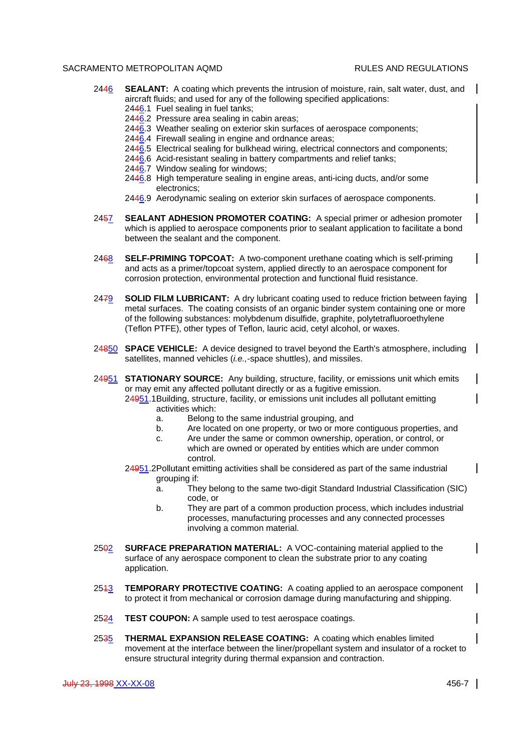24~~4~~6 **SEALANT:** A coating which prevents the intrusion of moisture, rain, salt water, dust, and aircraft fluids; and used for any of the following specified applications:

- 24~~4~~6.1 Fuel sealing in fuel tanks;
- 24~~4~~6.2 Pressure area sealing in cabin areas;
- 24~~4~~6.3 Weather sealing on exterior skin surfaces of aerospace components;
- 24~~4~~6.4 Firewall sealing in engine and ordnance areas;
- 24~~4~~6.5 Electrical sealing for bulkhead wiring, electrical connectors and components;
- 24~~4~~6.6 Acid-resistant sealing in battery compartments and relief tanks;
- 24~~4~~6.7 Window sealing for windows;
- 24~~4~~6.8 High temperature sealing in engine areas, anti-icing ducts, and/or some electronics;
- 24~~4~~6.9 Aerodynamic sealing on exterior skin surfaces of aerospace components.

24~~5~~7 **SEALANT ADHESION PROMOTER COATING:** A special primer or adhesion promoter which is applied to aerospace components prior to sealant application to facilitate a bond between the sealant and the component.

24~~6~~8 **SELF-PRIMING TOPCOAT:** A two-component urethane coating which is self-priming and acts as a primer/topcoat system, applied directly to an aerospace component for corrosion protection, environmental protection and functional fluid resistance.

24~~7~~9 **SOLID FILM LUBRICANT:** A dry lubricant coating used to reduce friction between faying metal surfaces. The coating consists of an organic binder system containing one or more of the following substances: molybdenum disulfide, graphite, polytetrafluoroethylene (Teflon PTFE), other types of Teflon, lauric acid, cetyl alcohol, or waxes.

2~~48~~50 **SPACE VEHICLE:** A device designed to travel beyond the Earth's atmosphere, including satellites, manned vehicles (*i.e.,*-space shuttles), and missiles.

2~~49~~51 **STATIONARY SOURCE:** Any building, structure, facility, or emissions unit which emits or may emit any affected pollutant directly or as a fugitive emission.

2~~49~~51.1 Building, structure, facility, or emissions unit includes all pollutant emitting activities which:

- a. Belong to the same industrial grouping, and
- b. Are located on one property, or two or more contiguous properties, and
- c. Are under the same or common ownership, operation, or control, or which are owned or operated by entities which are under common control.

2~~49~~51.2 Pollutant emitting activities shall be considered as part of the same industrial grouping if:

- a. They belong to the same two-digit Standard Industrial Classification (SIC) code, or
- b. They are part of a common production process, which includes industrial processes, manufacturing processes and any connected processes involving a common material.

25~~0~~2 **SURFACE PREPARATION MATERIAL:** A VOC-containing material applied to the surface of any aerospace component to clean the substrate prior to any coating application.

25~~1~~3 **TEMPORARY PROTECTIVE COATING:** A coating applied to an aerospace component to protect it from mechanical or corrosion damage during manufacturing and shipping.

25~~2~~4 **TEST COUPON:** A sample used to test aerospace coatings.

25~~3~~5 **THERMAL EXPANSION RELEASE COATING:** A coating which enables limited movement at the interface between the liner/propellant system and insulator of a rocket to ensure structural integrity during thermal expansion and contraction.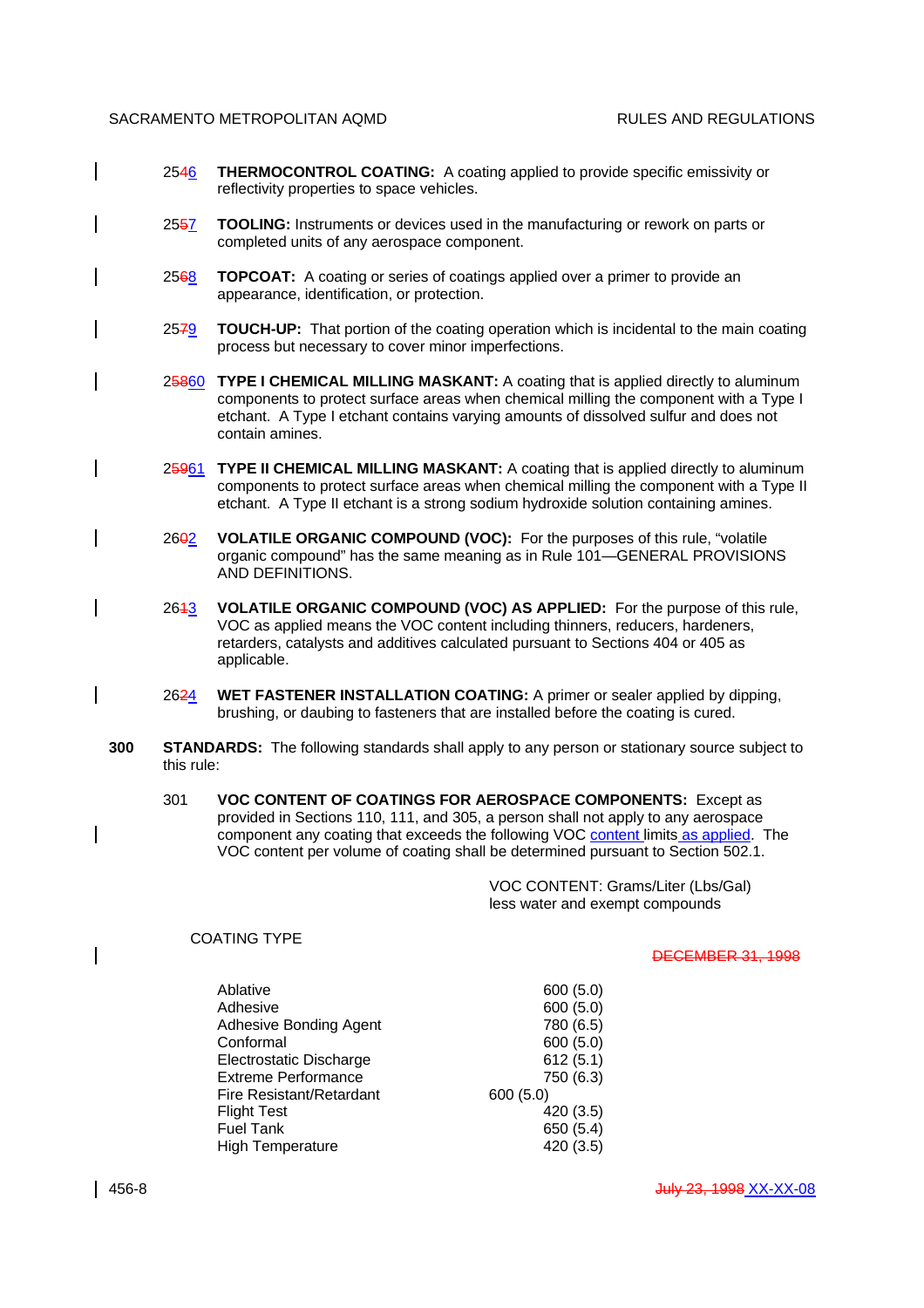2546 **THERMOCONTROL COATING:** A coating applied to provide specific emissivity or reflectivity properties to space vehicles.

2557 **TOOLING:** Instruments or devices used in the manufacturing or rework on parts or completed units of any aerospace component.

2568 **TOPCOAT:** A coating or series of coatings applied over a primer to provide an appearance, identification, or protection.

2579 **TOUCH-UP:** That portion of the coating operation which is incidental to the main coating process but necessary to cover minor imperfections.

25860 **TYPE I CHEMICAL MILLING MASKANT:** A coating that is applied directly to aluminum components to protect surface areas when chemical milling the component with a Type I etchant. A Type I etchant contains varying amounts of dissolved sulfur and does not contain amines.

25961 **TYPE II CHEMICAL MILLING MASKANT:** A coating that is applied directly to aluminum components to protect surface areas when chemical milling the component with a Type II etchant. A Type II etchant is a strong sodium hydroxide solution containing amines.

2602 **VOLATILE ORGANIC COMPOUND (VOC):** For the purposes of this rule, "volatile organic compound" has the same meaning as in Rule 101—GENERAL PROVISIONS AND DEFINITIONS.

2613 **VOLATILE ORGANIC COMPOUND (VOC) AS APPLIED:** For the purpose of this rule, VOC as applied means the VOC content including thinners, reducers, hardeners, retarders, catalysts and additives calculated pursuant to Sections 404 or 405 as applicable.

2624 **WET FASTENER INSTALLATION COATING:** A primer or sealer applied by dipping, brushing, or daubing to fasteners that are installed before the coating is cured.

**300 STANDARDS:** The following standards shall apply to any person or stationary source subject to this rule:

301 **VOC CONTENT OF COATINGS FOR AEROSPACE COMPONENTS:** Except as provided in Sections 110, 111, and 305, a person shall not apply to any aerospace component any coating that exceeds the following VOC content limits as applied. The VOC content per volume of coating shall be determined pursuant to Section 502.1.

| COATING TYPE | VOC CONTENT: Grams/Liter (Lbs/Gal) less water and exempt compounds |
|---|---|
| | ~~DECEMBER 31, 1998~~ |
| Ablative | 600 (5.0) |
| Adhesive | 600 (5.0) |
| Adhesive Bonding Agent | 780 (6.5) |
| Conformal | 600 (5.0) |
| Electrostatic Discharge | 612 (5.1) |
| Extreme Performance | 750 (6.3) |
| Fire Resistant/Retardant | 600 (5.0) |
| Flight Test | 420 (3.5) |
| Fuel Tank | 650 (5.4) |
| High Temperature | 420 (3.5) |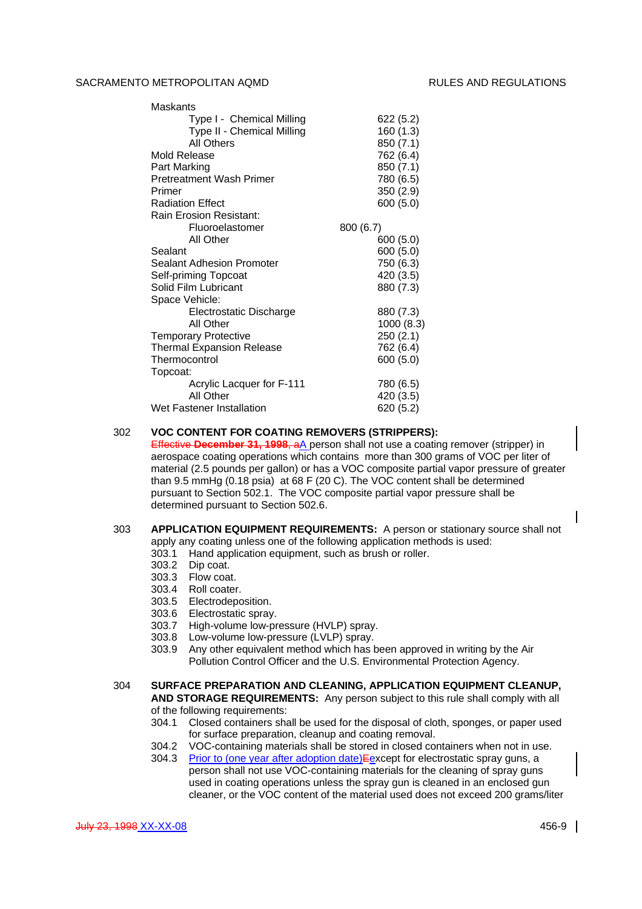| | |
|---|---|
| Maskants | |
| Type I - Chemical Milling | 622 (5.2) |
| Type II - Chemical Milling | 160 (1.3) |
| All Others | 850 (7.1) |
| Mold Release | 762 (6.4) |
| Part Marking | 850 (7.1) |
| Pretreatment Wash Primer | 780 (6.5) |
| Primer | 350 (2.9) |
| Radiation Effect | 600 (5.0) |
| Rain Erosion Resistant: | |
| Fluoroelastomer | 800 (6.7) |
| All Other | 600 (5.0) |
| Sealant | 600 (5.0) |
| Sealant Adhesion Promoter | 750 (6.3) |
| Self-priming Topcoat | 420 (3.5) |
| Solid Film Lubricant | 880 (7.3) |
| Space Vehicle: | |
| Electrostatic Discharge | 880 (7.3) |
| All Other | 1000 (8.3) |
| Temporary Protective | 250 (2.1) |
| Thermal Expansion Release | 762 (6.4) |
| Thermocontrol | 600 (5.0) |
| Topcoat: | |
| Acrylic Lacquer for F-111 | 780 (6.5) |
| All Other | 420 (3.5) |
| Wet Fastener Installation | 620 (5.2) |

302 **VOC CONTENT FOR COATING REMOVERS (STRIPPERS):** ~~Effective **December 31, 1998**, a~~A person shall not use a coating remover (stripper) in aerospace coating operations which contains more than 300 grams of VOC per liter of material (2.5 pounds per gallon) or has a VOC composite partial vapor pressure of greater than 9.5 mmHg (0.18 psia) at 68 F (20 C). The VOC content shall be determined pursuant to Section 502.1. The VOC composite partial vapor pressure shall be determined pursuant to Section 502.6.

303 **APPLICATION EQUIPMENT REQUIREMENTS:** A person or stationary source shall not apply any coating unless one of the following application methods is used:

- 303.1 Hand application equipment, such as brush or roller.
- 303.2 Dip coat.
- 303.3 Flow coat.
- 303.4 Roll coater.
- 303.5 Electrodeposition.
- 303.6 Electrostatic spray.
- 303.7 High-volume low-pressure (HVLP) spray.
- 303.8 Low-volume low-pressure (LVLP) spray.
- 303.9 Any other equivalent method which has been approved in writing by the Air Pollution Control Officer and the U.S. Environmental Protection Agency.

304 **SURFACE PREPARATION AND CLEANING, APPLICATION EQUIPMENT CLEANUP, AND STORAGE REQUIREMENTS:** Any person subject to this rule shall comply with all of the following requirements:

- 304.1 Closed containers shall be used for the disposal of cloth, sponges, or paper used for surface preparation, cleanup and coating removal.
- 304.2 VOC-containing materials shall be stored in closed containers when not in use.
- 304.3 Prior to (one year after adoption date)~~E~~except for electrostatic spray guns, a person shall not use VOC-containing materials for the cleaning of spray guns used in coating operations unless the spray gun is cleaned in an enclosed gun cleaner, or the VOC content of the material used does not exceed 200 grams/liter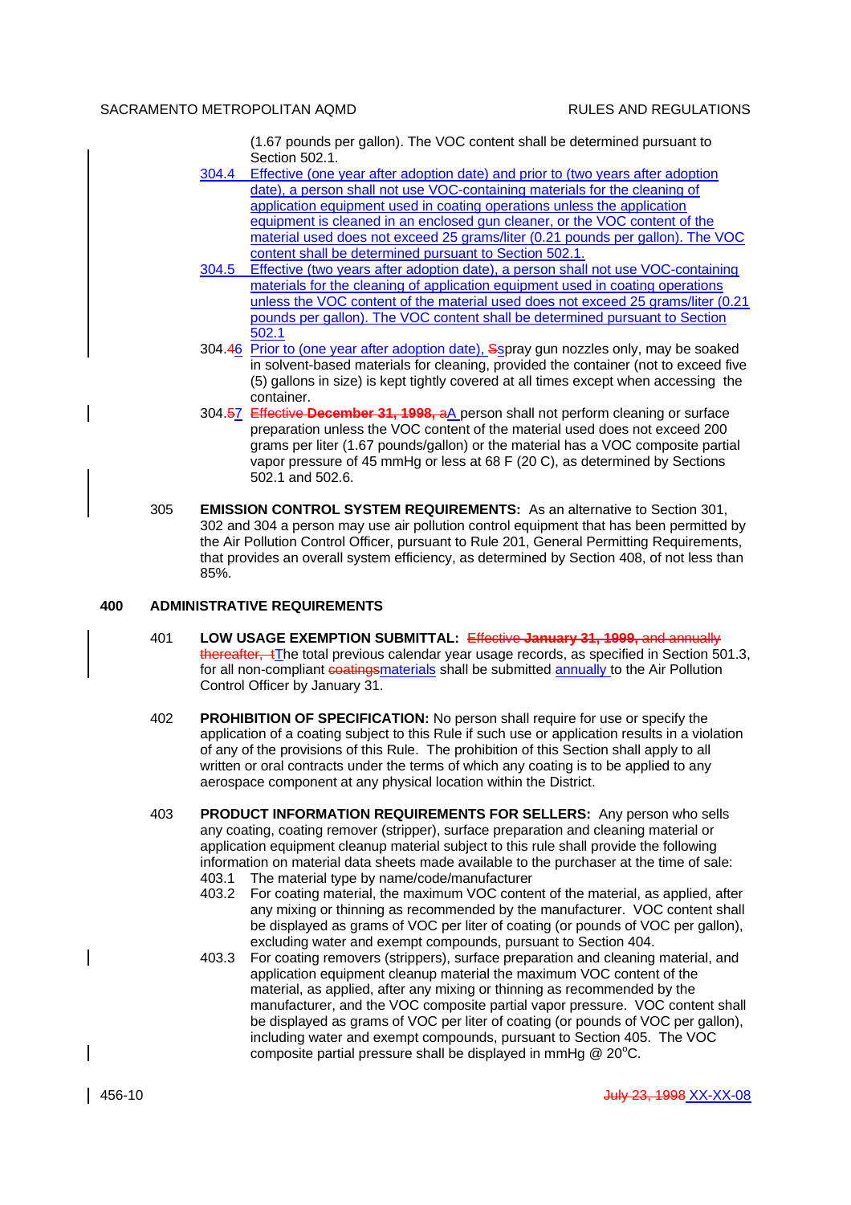(1.67 pounds per gallon). The VOC content shall be determined pursuant to Section 502.1.

304.4 Effective (one year after adoption date) and prior to (two years after adoption date), a person shall not use VOC-containing materials for the cleaning of application equipment used in coating operations unless the application equipment is cleaned in an enclosed gun cleaner, or the VOC content of the material used does not exceed 25 grams/liter (0.21 pounds per gallon). The VOC content shall be determined pursuant to Section 502.1.

304.5 Effective (two years after adoption date), a person shall not use VOC-containing materials for the cleaning of application equipment used in coating operations unless the VOC content of the material used does not exceed 25 grams/liter (0.21 pounds per gallon). The VOC content shall be determined pursuant to Section 502.1

304.~~4~~6 Prior to (one year after adoption date), ~~S~~spray gun nozzles only, may be soaked in solvent-based materials for cleaning, provided the container (not to exceed five (5) gallons in size) is kept tightly covered at all times except when accessing the container.

304.~~5~~7 ~~Effective **December 31, 1998**, a~~A person shall not perform cleaning or surface preparation unless the VOC content of the material used does not exceed 200 grams per liter (1.67 pounds/gallon) or the material has a VOC composite partial vapor pressure of 45 mmHg or less at 68 F (20 C), as determined by Sections 502.1 and 502.6.

305 **EMISSION CONTROL SYSTEM REQUIREMENTS:** As an alternative to Section 301, 302 and 304 a person may use air pollution control equipment that has been permitted by the Air Pollution Control Officer, pursuant to Rule 201, General Permitting Requirements, that provides an overall system efficiency, as determined by Section 408, of not less than 85%.

## 400 ADMINISTRATIVE REQUIREMENTS

401 **LOW USAGE EXEMPTION SUBMITTAL:** ~~Effective **January 31, 1999**, and annually thereafter, t~~The total previous calendar year usage records, as specified in Section 501.3, for all non-compliant ~~coatings~~materials shall be submitted annually to the Air Pollution Control Officer by January 31.

402 **PROHIBITION OF SPECIFICATION:** No person shall require for use or specify the application of a coating subject to this Rule if such use or application results in a violation of any of the provisions of this Rule. The prohibition of this Section shall apply to all written or oral contracts under the terms of which any coating is to be applied to any aerospace component at any physical location within the District.

403 **PRODUCT INFORMATION REQUIREMENTS FOR SELLERS:** Any person who sells any coating, coating remover (stripper), surface preparation and cleaning material or application equipment cleanup material subject to this rule shall provide the following information on material data sheets made available to the purchaser at the time of sale:

403.1 The material type by name/code/manufacturer

403.2 For coating material, the maximum VOC content of the material, as applied, after any mixing or thinning as recommended by the manufacturer. VOC content shall be displayed as grams of VOC per liter of coating (or pounds of VOC per gallon), excluding water and exempt compounds, pursuant to Section 404.

403.3 For coating removers (strippers), surface preparation and cleaning material, and application equipment cleanup material the maximum VOC content of the material, as applied, after any mixing or thinning as recommended by the manufacturer, and the VOC composite partial vapor pressure. VOC content shall be displayed as grams of VOC per liter of coating (or pounds of VOC per gallon), including water and exempt compounds, pursuant to Section 405. The VOC composite partial pressure shall be displayed in mmHg @ 20°C.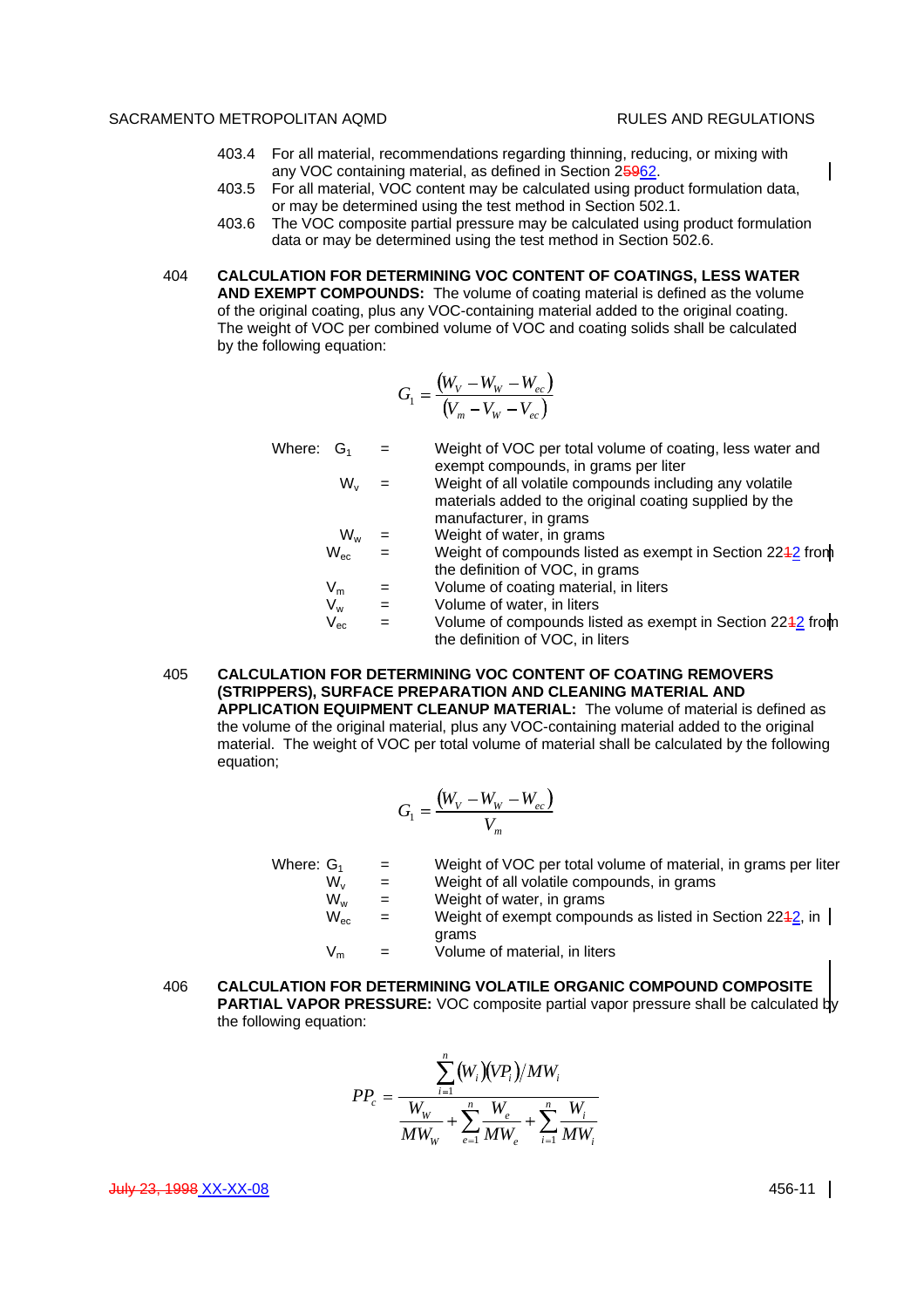403.4 For all material, recommendations regarding thinning, reducing, or mixing with any VOC containing material, as defined in Section 25962.

403.5 For all material, VOC content may be calculated using product formulation data, or may be determined using the test method in Section 502.1.

403.6 The VOC composite partial pressure may be calculated using product formulation data or may be determined using the test method in Section 502.6.

404 **CALCULATION FOR DETERMINING VOC CONTENT OF COATINGS, LESS WATER AND EXEMPT COMPOUNDS:** The volume of coating material is defined as the volume of the original coating, plus any VOC-containing material added to the original coating. The weight of VOC per combined volume of VOC and coating solids shall be calculated by the following equation:

$$G_1 = \frac{(W_V - W_W - W_{ec})}{(V_m - V_W - V_{ec})}$$

Where:

| | | |
|---|---|---|
| $G_1$ | = | Weight of VOC per total volume of coating, less water and exempt compounds, in grams per liter |
| $W_v$ | = | Weight of all volatile compounds including any volatile materials added to the original coating supplied by the manufacturer, in grams |
| $W_w$ | = | Weight of water, in grams |
| $W_{ec}$ | = | Weight of compounds listed as exempt in Section 2212 from the definition of VOC, in grams |
| $V_m$ | = | Volume of coating material, in liters |
| $V_w$ | = | Volume of water, in liters |
| $V_{ec}$ | = | Volume of compounds listed as exempt in Section 2212 from the definition of VOC, in liters |

405 **CALCULATION FOR DETERMINING VOC CONTENT OF COATING REMOVERS (STRIPPERS), SURFACE PREPARATION AND CLEANING MATERIAL AND APPLICATION EQUIPMENT CLEANUP MATERIAL:** The volume of material is defined as the volume of the original material, plus any VOC-containing material added to the original material. The weight of VOC per total volume of material shall be calculated by the following equation;

$$G_1 = \frac{(W_V - W_W - W_{ec})}{V_m}$$

Where:

| | | |
|---|---|---|
| $G_1$ | = | Weight of VOC per total volume of material, in grams per liter |
| $W_v$ | = | Weight of all volatile compounds, in grams |
| $W_w$ | = | Weight of water, in grams |
| $W_{ec}$ | = | Weight of exempt compounds as listed in Section 2212, in grams |
| $V_m$ | = | Volume of material, in liters |

406 **CALCULATION FOR DETERMINING VOLATILE ORGANIC COMPOUND COMPOSITE PARTIAL VAPOR PRESSURE:** VOC composite partial vapor pressure shall be calculated by the following equation:

$$PP_c = \frac{\sum_{i=1}^{n} (W_i)(VP_i)/MW_i}{\frac{W_W}{MW_W} + \sum_{e=1}^{n} \frac{W_e}{MW_e} + \sum_{i=1}^{n} \frac{W_i}{MW_i}}$$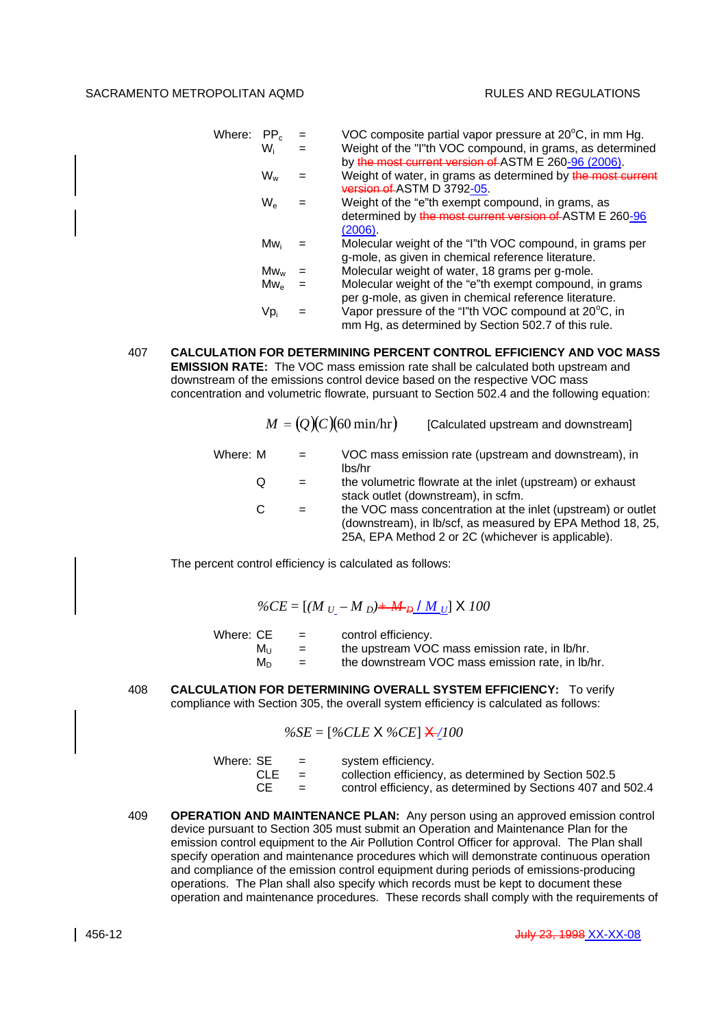Where: $PP_c$ = VOC composite partial vapor pressure at 20°C, in mm Hg.

$W_i$ = Weight of the "I"th VOC compound, in grams, as determined by ~~the most current version of~~ ASTM E 260-96 (2006).

$W_w$ = Weight of water, in grams as determined by ~~the most current version of~~ ASTM D 3792-05.

$W_e$ = Weight of the "e"th exempt compound, in grams, as determined by ~~the most current version of~~ ASTM E 260-96 (2006).

$Mw_i$ = Molecular weight of the "I"th VOC compound, in grams per g-mole, as given in chemical reference literature.

$Mw_w$ = Molecular weight of water, 18 grams per g-mole.

$Mw_e$ = Molecular weight of the "e"th exempt compound, in grams per g-mole, as given in chemical reference literature.

$Vp_i$ = Vapor pressure of the "I"th VOC compound at 20°C, in mm Hg, as determined by Section 502.7 of this rule.

407 **CALCULATION FOR DETERMINING PERCENT CONTROL EFFICIENCY AND VOC MASS EMISSION RATE:** The VOC mass emission rate shall be calculated both upstream and downstream of the emissions control device based on the respective VOC mass concentration and volumetric flowrate, pursuant to Section 502.4 and the following equation:

$$M = (Q)(C)(60\ \text{min/hr})$$ [Calculated upstream and downstream]

Where: M = VOC mass emission rate (upstream and downstream), in lbs/hr

Q = the volumetric flowrate at the inlet (upstream) or exhaust stack outlet (downstream), in scfm.

C = the VOC mass concentration at the inlet (upstream) or outlet (downstream), in lb/scf, as measured by EPA Method 18, 25, 25A, EPA Method 2 or 2C (whichever is applicable).

The percent control efficiency is calculated as follows:

$$\%CE = [(M_U - M_D) \sout{\div M_D} / M_U] \times 100$$

Where: CE = control efficiency.

$M_U$ = the upstream VOC mass emission rate, in lb/hr.

$M_D$ = the downstream VOC mass emission rate, in lb/hr.

408 **CALCULATION FOR DETERMINING OVERALL SYSTEM EFFICIENCY:** To verify compliance with Section 305, the overall system efficiency is calculated as follows:

$$\%SE = [\%CLE \times \%CE] \sout{\times} /100$$

Where: SE = system efficiency.

CLE = collection efficiency, as determined by Section 502.5

CE = control efficiency, as determined by Sections 407 and 502.4

409 **OPERATION AND MAINTENANCE PLAN:** Any person using an approved emission control device pursuant to Section 305 must submit an Operation and Maintenance Plan for the emission control equipment to the Air Pollution Control Officer for approval. The Plan shall specify operation and maintenance procedures which will demonstrate continuous operation and compliance of the emission control equipment during periods of emissions-producing operations. The Plan shall also specify which records must be kept to document these operation and maintenance procedures. These records shall comply with the requirements of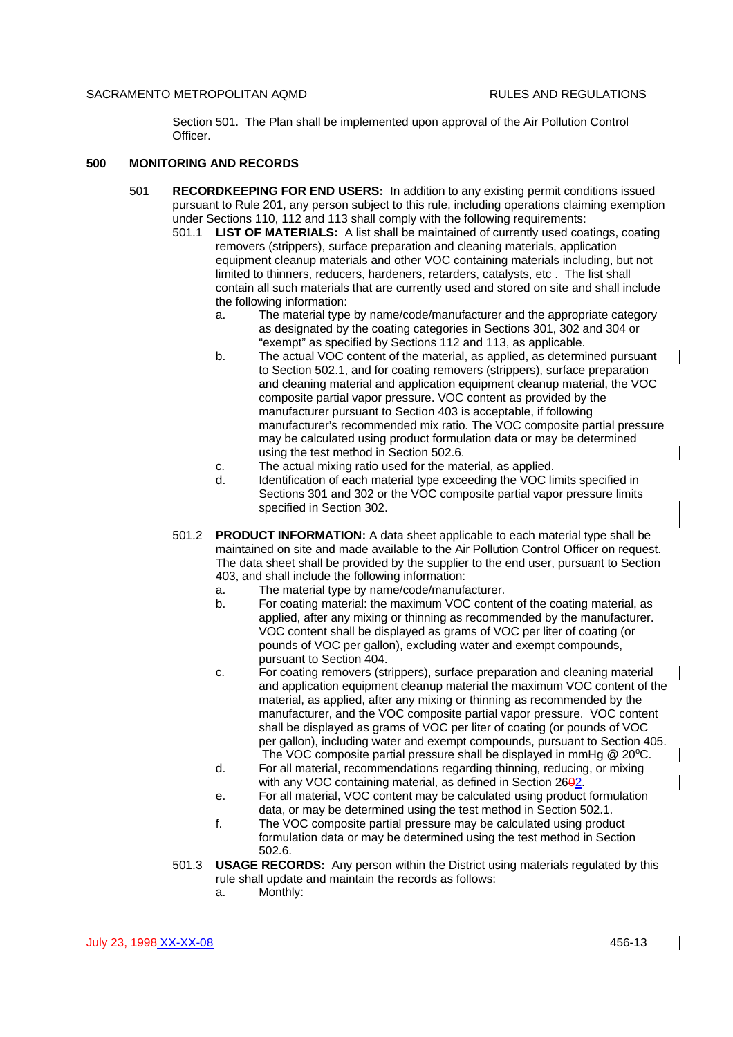Section 501. The Plan shall be implemented upon approval of the Air Pollution Control Officer.

## 500 MONITORING AND RECORDS

501 **RECORDKEEPING FOR END USERS:** In addition to any existing permit conditions issued pursuant to Rule 201, any person subject to this rule, including operations claiming exemption under Sections 110, 112 and 113 shall comply with the following requirements:

501.1 **LIST OF MATERIALS:** A list shall be maintained of currently used coatings, coating removers (strippers), surface preparation and cleaning materials, application equipment cleanup materials and other VOC containing materials including, but not limited to thinners, reducers, hardeners, retarders, catalysts, etc . The list shall contain all such materials that are currently used and stored on site and shall include the following information:

a. The material type by name/code/manufacturer and the appropriate category as designated by the coating categories in Sections 301, 302 and 304 or "exempt" as specified by Sections 112 and 113, as applicable.

b. The actual VOC content of the material, as applied, as determined pursuant to Section 502.1, and for coating removers (strippers), surface preparation and cleaning material and application equipment cleanup material, the VOC composite partial vapor pressure. VOC content as provided by the manufacturer pursuant to Section 403 is acceptable, if following manufacturer's recommended mix ratio. The VOC composite partial pressure may be calculated using product formulation data or may be determined using the test method in Section 502.6.

c. The actual mixing ratio used for the material, as applied.

d. Identification of each material type exceeding the VOC limits specified in Sections 301 and 302 or the VOC composite partial vapor pressure limits specified in Section 302.

501.2 **PRODUCT INFORMATION:** A data sheet applicable to each material type shall be maintained on site and made available to the Air Pollution Control Officer on request. The data sheet shall be provided by the supplier to the end user, pursuant to Section 403, and shall include the following information:

a. The material type by name/code/manufacturer.

b. For coating material: the maximum VOC content of the coating material, as applied, after any mixing or thinning as recommended by the manufacturer. VOC content shall be displayed as grams of VOC per liter of coating (or pounds of VOC per gallon), excluding water and exempt compounds, pursuant to Section 404.

c. For coating removers (strippers), surface preparation and cleaning material and application equipment cleanup material the maximum VOC content of the material, as applied, after any mixing or thinning as recommended by the manufacturer, and the VOC composite partial vapor pressure. VOC content shall be displayed as grams of VOC per liter of coating (or pounds of VOC per gallon), including water and exempt compounds, pursuant to Section 405. The VOC composite partial pressure shall be displayed in mmHg @ 20°C.

d. For all material, recommendations regarding thinning, reducing, or mixing with any VOC containing material, as defined in Section 26~~0~~2.

e. For all material, VOC content may be calculated using product formulation data, or may be determined using the test method in Section 502.1.

f. The VOC composite partial pressure may be calculated using product formulation data or may be determined using the test method in Section 502.6.

501.3 **USAGE RECORDS:** Any person within the District using materials regulated by this rule shall update and maintain the records as follows:

a. Monthly: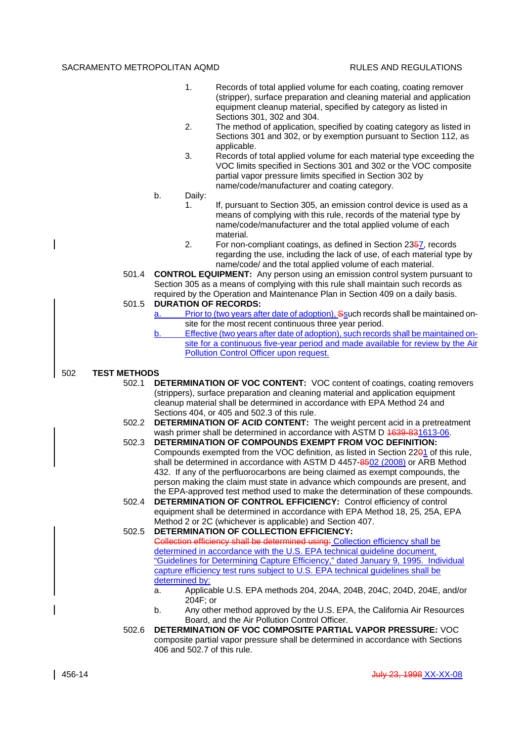1. Records of total applied volume for each coating, coating remover (stripper), surface preparation and cleaning material and application equipment cleanup material, specified by category as listed in Sections 301, 302 and 304.
2. The method of application, specified by coating category as listed in Sections 301 and 302, or by exemption pursuant to Section 112, as applicable.
3. Records of total applied volume for each material type exceeding the VOC limits specified in Sections 301 and 302 or the VOC composite partial vapor pressure limits specified in Section 302 by name/code/manufacturer and coating category.

b. Daily:

1. If, pursuant to Section 305, an emission control device is used as a means of complying with this rule, records of the material type by name/code/manufacturer and the total applied volume of each material.
2. For non-compliant coatings, as defined in Section 2357, records regarding the use, including the lack of use, of each material type by name/code/ and the total applied volume of each material.

501.4 **CONTROL EQUIPMENT:** Any person using an emission control system pursuant to Section 305 as a means of complying with this rule shall maintain such records as required by the Operation and Maintenance Plan in Section 409 on a daily basis.

501.5 **DURATION OF RECORDS:**

a. Prior to (two years after date of adoption), Ssuch records shall be maintained on-site for the most recent continuous three year period.

b. Effective (two years after date of adoption), such records shall be maintained on-site for a continuous five-year period and made available for review by the Air Pollution Control Officer upon request.

## 502 TEST METHODS

502.1 **DETERMINATION OF VOC CONTENT:** VOC content of coatings, coating removers (strippers), surface preparation and cleaning material and application equipment cleanup material shall be determined in accordance with EPA Method 24 and Sections 404, or 405 and 502.3 of this rule.

502.2 **DETERMINATION OF ACID CONTENT:** The weight percent acid in a pretreatment wash primer shall be determined in accordance with ASTM D 1639-831613-06.

502.3 **DETERMINATION OF COMPOUNDS EXEMPT FROM VOC DEFINITION:** Compounds exempted from the VOC definition, as listed in Section 2201 of this rule, shall be determined in accordance with ASTM D 4457-8502 (2008) or ARB Method 432. If any of the perfluorocarbons are being claimed as exempt compounds, the person making the claim must state in advance which compounds are present, and the EPA-approved test method used to make the determination of these compounds.

502.4 **DETERMINATION OF CONTROL EFFICIENCY:** Control efficiency of control equipment shall be determined in accordance with EPA Method 18, 25, 25A, EPA Method 2 or 2C (whichever is applicable) and Section 407.

502.5 **DETERMINATION OF COLLECTION EFFICIENCY:**
~~Collection efficiency shall be determined using:~~ Collection efficiency shall be determined in accordance with the U.S. EPA technical guideline document, "Guidelines for Determining Capture Efficiency," dated January 9, 1995. Individual capture efficiency test runs subject to U.S. EPA technical guidelines shall be determined by:

a. Applicable U.S. EPA methods 204, 204A, 204B, 204C, 204D, 204E, and/or 204F; or

b. Any other method approved by the U.S. EPA, the California Air Resources Board, and the Air Pollution Control Officer.

502.6 **DETERMINATION OF VOC COMPOSITE PARTIAL VAPOR PRESSURE:** VOC composite partial vapor pressure shall be determined in accordance with Sections 406 and 502.7 of this rule.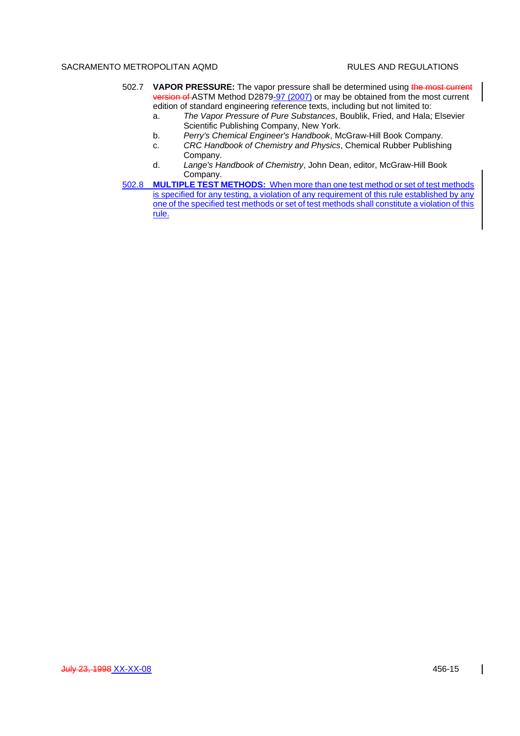502.7 **VAPOR PRESSURE:** The vapor pressure shall be determined using ~~the most current version of~~ ASTM Method D2879-97 (2007) or may be obtained from the most current edition of standard engineering reference texts, including but not limited to:

a. *The Vapor Pressure of Pure Substances*, Boublik, Fried, and Hala; Elsevier Scientific Publishing Company, New York.

b. *Perry's Chemical Engineer's Handbook*, McGraw-Hill Book Company.

c. *CRC Handbook of Chemistry and Physics*, Chemical Rubber Publishing Company.

d. *Lange's Handbook of Chemistry*, John Dean, editor, McGraw-Hill Book Company.

502.8 **MULTIPLE TEST METHODS:** When more than one test method or set of test methods is specified for any testing, a violation of any requirement of this rule established by any one of the specified test methods or set of test methods shall constitute a violation of this rule.

~~July 23, 1998~~ XX-XX-08